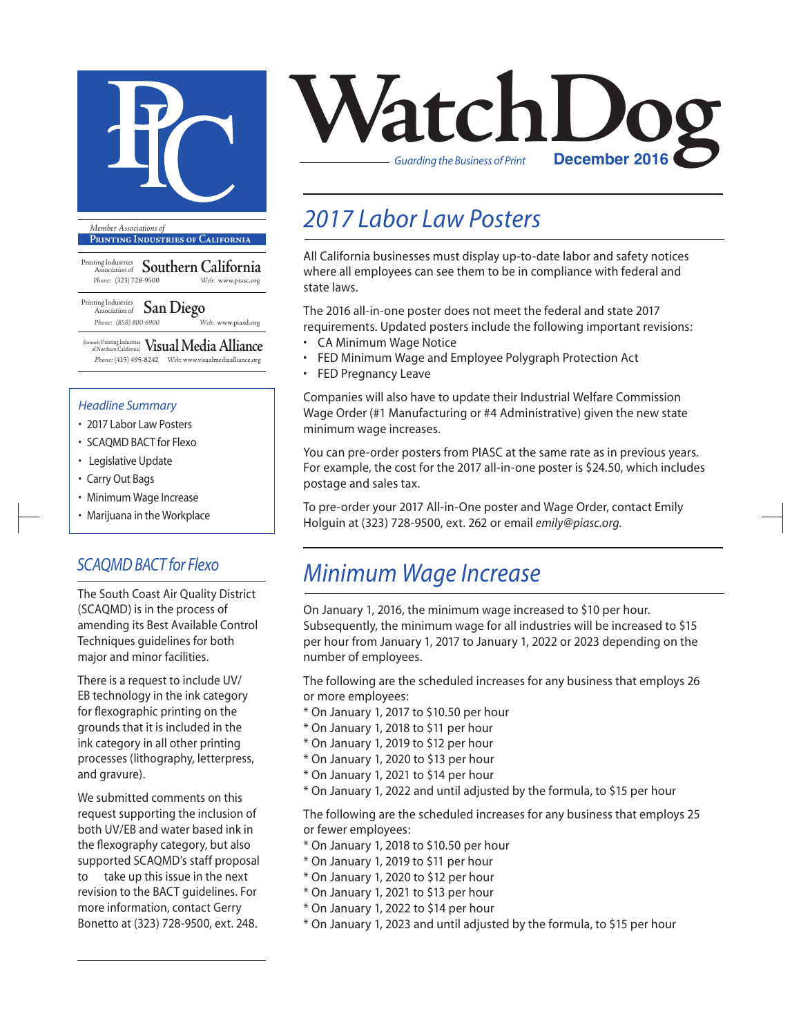# WatchDog

*Guarding the Business of Print* **December 2016**

*Member Associations of*

**Printing Industries of California**

Printing Industries Association of **Southern California**
*Phone:* (323) 728-9500 *Web:* www.piasc.org

Printing Industries Association of **San Diego**
*Phone:* (858) 800-6900 *Web:* www.piasd.org

(formerly Printing Industries of Northern California) **Visual Media Alliance**
*Phone:* (415) 495-8242 *Web:* www.visualmediaalliance.org

### *Headline Summary*

- 2017 Labor Law Posters
- SCAQMD BACT for Flexo
- Legislative Update
- Carry Out Bags
- Minimum Wage Increase
- Marijuana in the Workplace

## *2017 Labor Law Posters*

All California businesses must display up-to-date labor and safety notices where all employees can see them to be in compliance with federal and state laws.

The 2016 all-in-one poster does not meet the federal and state 2017 requirements. Updated posters include the following important revisions:

- CA Minimum Wage Notice
- FED Minimum Wage and Employee Polygraph Protection Act
- FED Pregnancy Leave

Companies will also have to update their Industrial Welfare Commission Wage Order (#1 Manufacturing or #4 Administrative) given the new state minimum wage increases.

You can pre-order posters from PIASC at the same rate as in previous years. For example, the cost for the 2017 all-in-one poster is $24.50, which includes postage and sales tax.

To pre-order your 2017 All-in-One poster and Wage Order, contact Emily Holguin at (323) 728-9500, ext. 262 or email *emily@piasc.org.*

## *SCAQMD BACT for Flexo*

The South Coast Air Quality District (SCAQMD) is in the process of amending its Best Available Control Techniques guidelines for both major and minor facilities.

There is a request to include UV/EB technology in the ink category for flexographic printing on the grounds that it is included in the ink category in all other printing processes (lithography, letterpress, and gravure).

We submitted comments on this request supporting the inclusion of both UV/EB and water based ink in the flexography category, but also supported SCAQMD's staff proposal to take up this issue in the next revision to the BACT guidelines. For more information, contact Gerry Bonetto at (323) 728-9500, ext. 248.

## *Minimum Wage Increase*

On January 1, 2016, the minimum wage increased to $10 per hour. Subsequently, the minimum wage for all industries will be increased to $15 per hour from January 1, 2017 to January 1, 2022 or 2023 depending on the number of employees.

The following are the scheduled increases for any business that employs 26 or more employees:

* On January 1, 2017 to $10.50 per hour
* On January 1, 2018 to $11 per hour
* On January 1, 2019 to $12 per hour
* On January 1, 2020 to $13 per hour
* On January 1, 2021 to $14 per hour
* On January 1, 2022 and until adjusted by the formula, to $15 per hour

The following are the scheduled increases for any business that employs 25 or fewer employees:

* On January 1, 2018 to $10.50 per hour
* On January 1, 2019 to $11 per hour
* On January 1, 2020 to $12 per hour
* On January 1, 2021 to $13 per hour
* On January 1, 2022 to $14 per hour
* On January 1, 2023 and until adjusted by the formula, to $15 per hour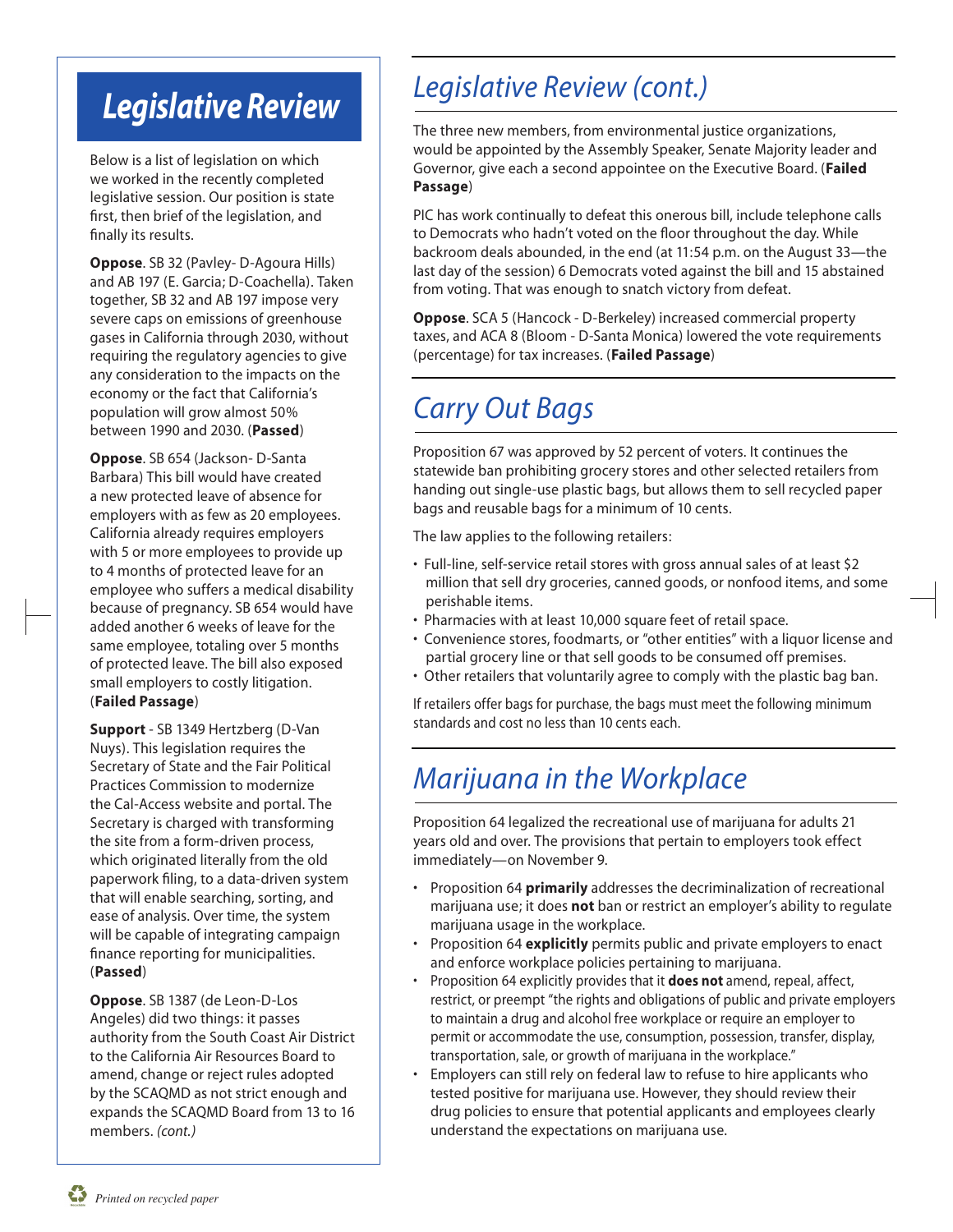# *Legislative Review*

Below is a list of legislation on which we worked in the recently completed legislative session. Our position is state first, then brief of the legislation, and finally its results.

**Oppose**. SB 32 (Pavley- D-Agoura Hills) and AB 197 (E. Garcia; D-Coachella). Taken together, SB 32 and AB 197 impose very severe caps on emissions of greenhouse gases in California through 2030, without requiring the regulatory agencies to give any consideration to the impacts on the economy or the fact that California's population will grow almost 50% between 1990 and 2030. (**Passed**)

**Oppose**. SB 654 (Jackson- D-Santa Barbara) This bill would have created a new protected leave of absence for employers with as few as 20 employees. California already requires employers with 5 or more employees to provide up to 4 months of protected leave for an employee who suffers a medical disability because of pregnancy. SB 654 would have added another 6 weeks of leave for the same employee, totaling over 5 months of protected leave. The bill also exposed small employers to costly litigation. (**Failed Passage**)

**Support** - SB 1349 Hertzberg (D-Van Nuys). This legislation requires the Secretary of State and the Fair Political Practices Commission to modernize the Cal-Access website and portal. The Secretary is charged with transforming the site from a form-driven process, which originated literally from the old paperwork filing, to a data-driven system that will enable searching, sorting, and ease of analysis. Over time, the system will be capable of integrating campaign finance reporting for municipalities. (**Passed**)

**Oppose**. SB 1387 (de Leon-D-Los Angeles) did two things: it passes authority from the South Coast Air District to the California Air Resources Board to amend, change or reject rules adopted by the SCAQMD as not strict enough and expands the SCAQMD Board from 13 to 16 members. *(cont.)*

## *Legislative Review (cont.)*

The three new members, from environmental justice organizations, would be appointed by the Assembly Speaker, Senate Majority leader and Governor, give each a second appointee on the Executive Board. (**Failed Passage**)

PIC has work continually to defeat this onerous bill, include telephone calls to Democrats who hadn't voted on the floor throughout the day. While backroom deals abounded, in the end (at 11:54 p.m. on the August 33—the last day of the session) 6 Democrats voted against the bill and 15 abstained from voting. That was enough to snatch victory from defeat.

**Oppose**. SCA 5 (Hancock - D-Berkeley) increased commercial property taxes, and ACA 8 (Bloom - D-Santa Monica) lowered the vote requirements (percentage) for tax increases. (**Failed Passage**)

## *Carry Out Bags*

Proposition 67 was approved by 52 percent of voters. It continues the statewide ban prohibiting grocery stores and other selected retailers from handing out single-use plastic bags, but allows them to sell recycled paper bags and reusable bags for a minimum of 10 cents.

The law applies to the following retailers:

- Full-line, self-service retail stores with gross annual sales of at least $2 million that sell dry groceries, canned goods, or nonfood items, and some perishable items.
- Pharmacies with at least 10,000 square feet of retail space.
- Convenience stores, foodmarts, or "other entities" with a liquor license and partial grocery line or that sell goods to be consumed off premises.
- Other retailers that voluntarily agree to comply with the plastic bag ban.

If retailers offer bags for purchase, the bags must meet the following minimum standards and cost no less than 10 cents each.

## *Marijuana in the Workplace*

Proposition 64 legalized the recreational use of marijuana for adults 21 years old and over. The provisions that pertain to employers took effect immediately—on November 9.

- Proposition 64 **primarily** addresses the decriminalization of recreational marijuana use; it does **not** ban or restrict an employer's ability to regulate marijuana usage in the workplace.
- Proposition 64 **explicitly** permits public and private employers to enact and enforce workplace policies pertaining to marijuana.
- Proposition 64 explicitly provides that it **does not** amend, repeal, affect, restrict, or preempt "the rights and obligations of public and private employers to maintain a drug and alcohol free workplace or require an employer to permit or accommodate the use, consumption, possession, transfer, display, transportation, sale, or growth of marijuana in the workplace."
- Employers can still rely on federal law to refuse to hire applicants who tested positive for marijuana use. However, they should review their drug policies to ensure that potential applicants and employees clearly understand the expectations on marijuana use.

*Printed on recycled paper*